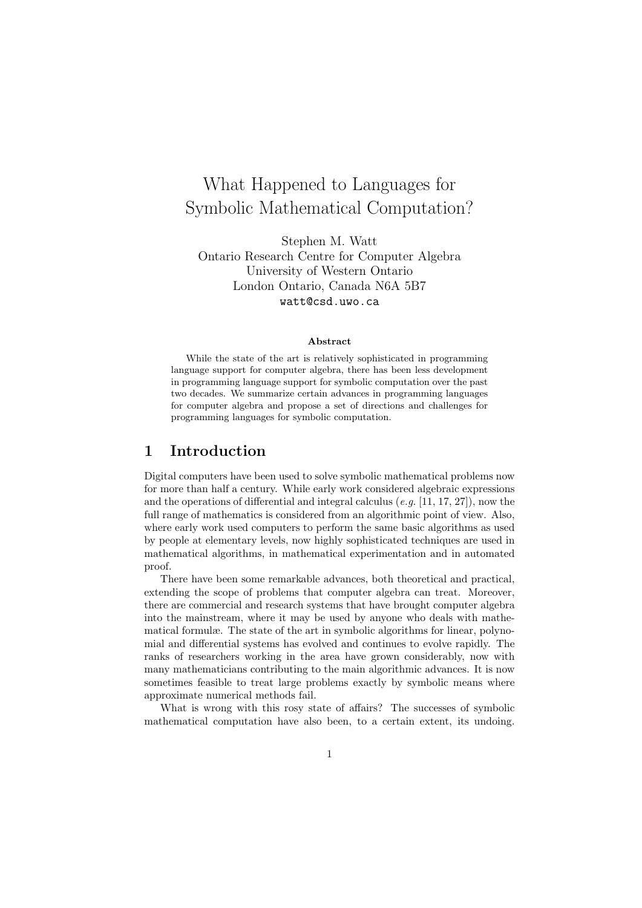# What Happened to Languages for Symbolic Mathematical Computation?

Stephen M. Watt
Ontario Research Centre for Computer Algebra
University of Western Ontario
London Ontario, Canada N6A 5B7
watt@csd.uwo.ca

**Abstract**

While the state of the art is relatively sophisticated in programming language support for computer algebra, there has been less development in programming language support for symbolic computation over the past two decades. We summarize certain advances in programming languages for computer algebra and propose a set of directions and challenges for programming languages for symbolic computation.

## 1 Introduction

Digital computers have been used to solve symbolic mathematical problems now for more than half a century. While early work considered algebraic expressions and the operations of differential and integral calculus (*e.g.* [11, 17, 27]), now the full range of mathematics is considered from an algorithmic point of view. Also, where early work used computers to perform the same basic algorithms as used by people at elementary levels, now highly sophisticated techniques are used in mathematical algorithms, in mathematical experimentation and in automated proof.

There have been some remarkable advances, both theoretical and practical, extending the scope of problems that computer algebra can treat. Moreover, there are commercial and research systems that have brought computer algebra into the mainstream, where it may be used by anyone who deals with mathematical formulæ. The state of the art in symbolic algorithms for linear, polynomial and differential systems has evolved and continues to evolve rapidly. The ranks of researchers working in the area have grown considerably, now with many mathematicians contributing to the main algorithmic advances. It is now sometimes feasible to treat large problems exactly by symbolic means where approximate numerical methods fail.

What is wrong with this rosy state of affairs? The successes of symbolic mathematical computation have also been, to a certain extent, its undoing.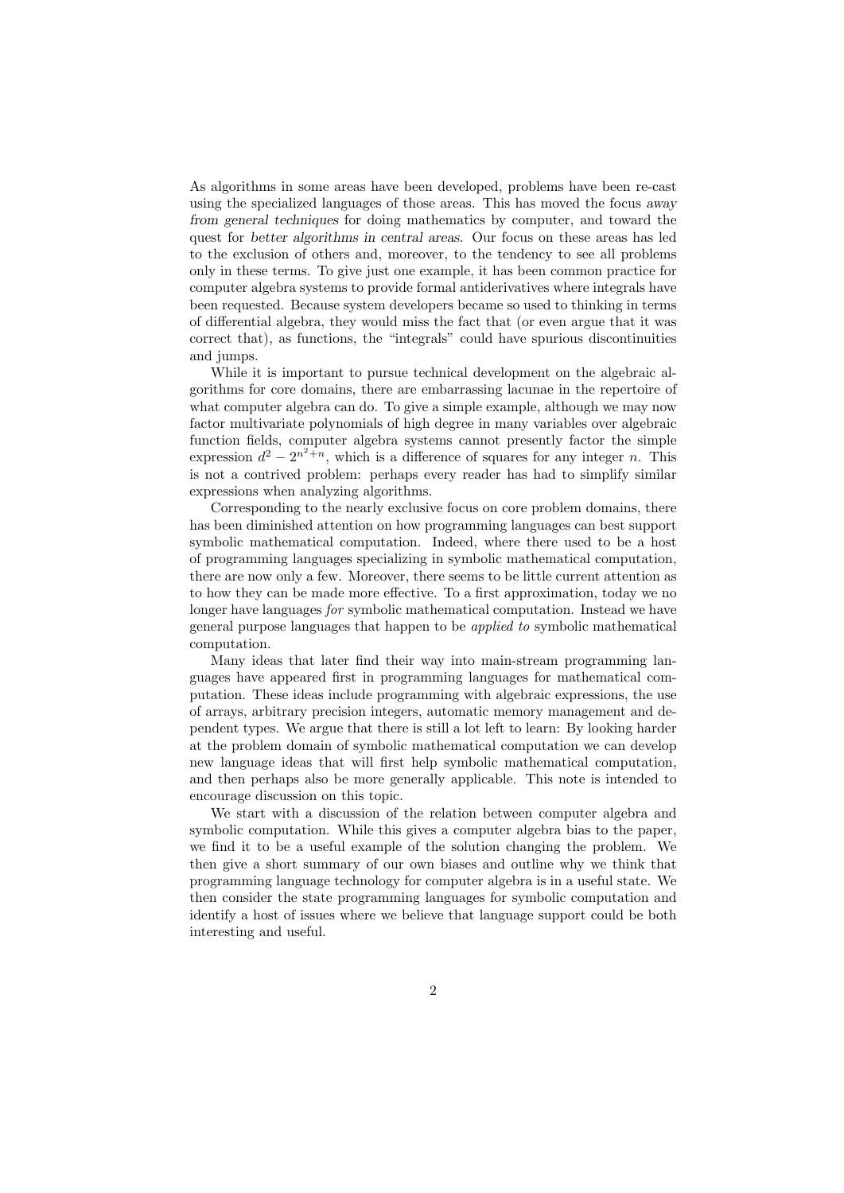As algorithms in some areas have been developed, problems have been re-cast using the specialized languages of those areas. This has moved the focus *away from general techniques* for doing mathematics by computer, and toward the quest for *better algorithms in central areas*. Our focus on these areas has led to the exclusion of others and, moreover, to the tendency to see all problems only in these terms. To give just one example, it has been common practice for computer algebra systems to provide formal antiderivatives where integrals have been requested. Because system developers became so used to thinking in terms of differential algebra, they would miss the fact that (or even argue that it was correct that), as functions, the "integrals" could have spurious discontinuities and jumps.

While it is important to pursue technical development on the algebraic algorithms for core domains, there are embarrassing lacunae in the repertoire of what computer algebra can do. To give a simple example, although we may now factor multivariate polynomials of high degree in many variables over algebraic function fields, computer algebra systems cannot presently factor the simple expression $d^2 - 2^{n^2+n}$, which is a difference of squares for any integer $n$. This is not a contrived problem: perhaps every reader has had to simplify similar expressions when analyzing algorithms.

Corresponding to the nearly exclusive focus on core problem domains, there has been diminished attention on how programming languages can best support symbolic mathematical computation. Indeed, where there used to be a host of programming languages specializing in symbolic mathematical computation, there are now only a few. Moreover, there seems to be little current attention as to how they can be made more effective. To a first approximation, today we no longer have languages *for* symbolic mathematical computation. Instead we have general purpose languages that happen to be *applied to* symbolic mathematical computation.

Many ideas that later find their way into main-stream programming languages have appeared first in programming languages for mathematical computation. These ideas include programming with algebraic expressions, the use of arrays, arbitrary precision integers, automatic memory management and dependent types. We argue that there is still a lot left to learn: By looking harder at the problem domain of symbolic mathematical computation we can develop new language ideas that will first help symbolic mathematical computation, and then perhaps also be more generally applicable. This note is intended to encourage discussion on this topic.

We start with a discussion of the relation between computer algebra and symbolic computation. While this gives a computer algebra bias to the paper, we find it to be a useful example of the solution changing the problem. We then give a short summary of our own biases and outline why we think that programming language technology for computer algebra is in a useful state. We then consider the state programming languages for symbolic computation and identify a host of issues where we believe that language support could be both interesting and useful.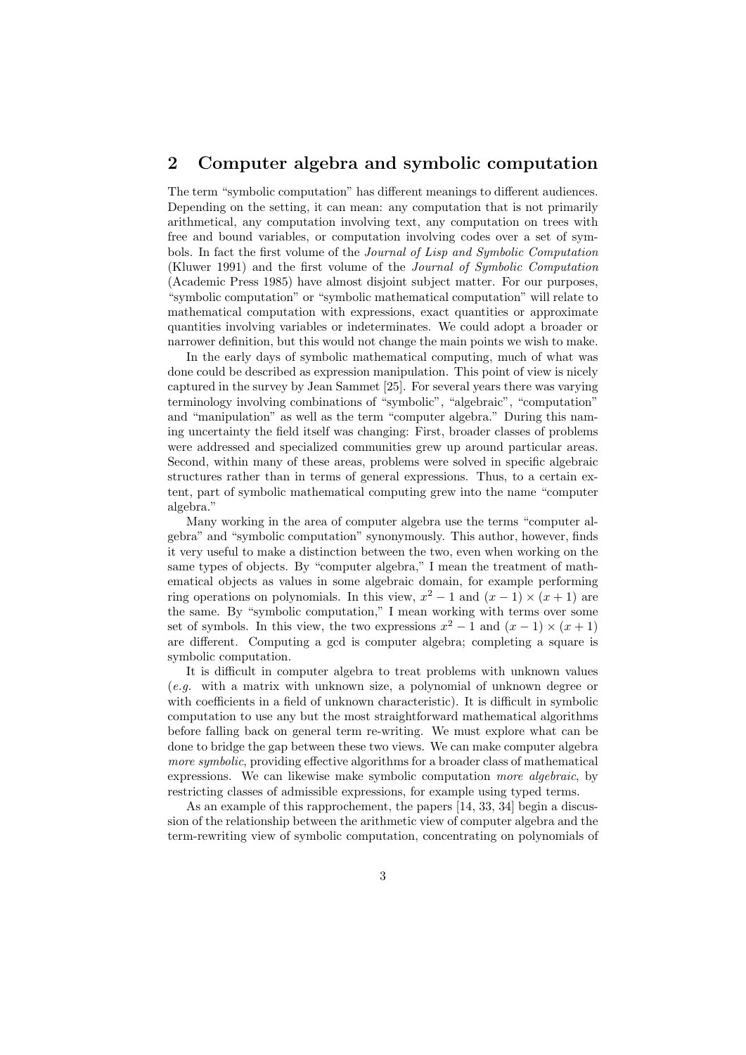## 2 Computer algebra and symbolic computation

The term "symbolic computation" has different meanings to different audiences. Depending on the setting, it can mean: any computation that is not primarily arithmetical, any computation involving text, any computation on trees with free and bound variables, or computation involving codes over a set of symbols. In fact the first volume of the *Journal of Lisp and Symbolic Computation* (Kluwer 1991) and the first volume of the *Journal of Symbolic Computation* (Academic Press 1985) have almost disjoint subject matter. For our purposes, "symbolic computation" or "symbolic mathematical computation" will relate to mathematical computation with expressions, exact quantities or approximate quantities involving variables or indeterminates. We could adopt a broader or narrower definition, but this would not change the main points we wish to make.

In the early days of symbolic mathematical computing, much of what was done could be described as expression manipulation. This point of view is nicely captured in the survey by Jean Sammet [25]. For several years there was varying terminology involving combinations of "symbolic", "algebraic", "computation" and "manipulation" as well as the term "computer algebra." During this naming uncertainty the field itself was changing: First, broader classes of problems were addressed and specialized communities grew up around particular areas. Second, within many of these areas, problems were solved in specific algebraic structures rather than in terms of general expressions. Thus, to a certain extent, part of symbolic mathematical computing grew into the name "computer algebra."

Many working in the area of computer algebra use the terms "computer algebra" and "symbolic computation" synonymously. This author, however, finds it very useful to make a distinction between the two, even when working on the same types of objects. By "computer algebra," I mean the treatment of mathematical objects as values in some algebraic domain, for example performing ring operations on polynomials. In this view, $x^2 - 1$ and $(x - 1) \times (x + 1)$ are the same. By "symbolic computation," I mean working with terms over some set of symbols. In this view, the two expressions $x^2 - 1$ and $(x - 1) \times (x + 1)$ are different. Computing a gcd is computer algebra; completing a square is symbolic computation.

It is difficult in computer algebra to treat problems with unknown values (*e.g.* with a matrix with unknown size, a polynomial of unknown degree or with coefficients in a field of unknown characteristic). It is difficult in symbolic computation to use any but the most straightforward mathematical algorithms before falling back on general term re-writing. We must explore what can be done to bridge the gap between these two views. We can make computer algebra *more symbolic*, providing effective algorithms for a broader class of mathematical expressions. We can likewise make symbolic computation *more algebraic*, by restricting classes of admissible expressions, for example using typed terms.

As an example of this rapprochement, the papers [14, 33, 34] begin a discussion of the relationship between the arithmetic view of computer algebra and the term-rewriting view of symbolic computation, concentrating on polynomials of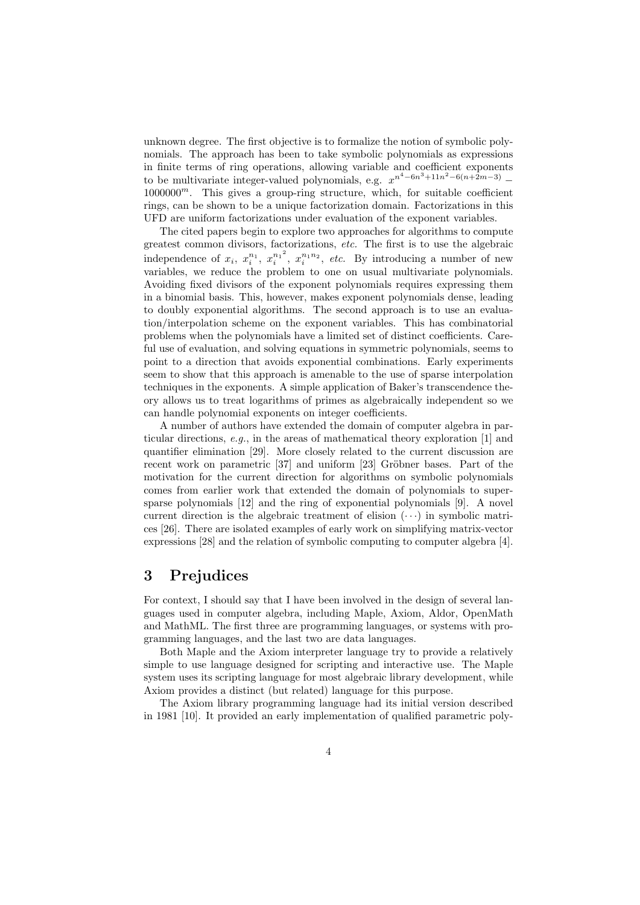unknown degree. The first objective is to formalize the notion of symbolic polynomials. The approach has been to take symbolic polynomials as expressions in finite terms of ring operations, allowing variable and coefficient exponents to be multivariate integer-valued polynomials, e.g. $x^{n^4-6n^3+11n^2-6(n+2m-3)} - 1000000^m$. This gives a group-ring structure, which, for suitable coefficient rings, can be shown to be a unique factorization domain. Factorizations in this UFD are uniform factorizations under evaluation of the exponent variables.

The cited papers begin to explore two approaches for algorithms to compute greatest common divisors, factorizations, *etc.* The first is to use the algebraic independence of $x_i$, $x_i^{n_1}$, $x_i^{{n_1}^2}$, $x_i^{n_1 n_2}$, *etc.* By introducing a number of new variables, we reduce the problem to one on usual multivariate polynomials. Avoiding fixed divisors of the exponent polynomials requires expressing them in a binomial basis. This, however, makes exponent polynomials dense, leading to doubly exponential algorithms. The second approach is to use an evaluation/interpolation scheme on the exponent variables. This has combinatorial problems when the polynomials have a limited set of distinct coefficients. Careful use of evaluation, and solving equations in symmetric polynomials, seems to point to a direction that avoids exponential combinations. Early experiments seem to show that this approach is amenable to the use of sparse interpolation techniques in the exponents. A simple application of Baker's transcendence theory allows us to treat logarithms of primes as algebraically independent so we can handle polynomial exponents on integer coefficients.

A number of authors have extended the domain of computer algebra in particular directions, *e.g.*, in the areas of mathematical theory exploration [1] and quantifier elimination [29]. More closely related to the current discussion are recent work on parametric [37] and uniform [23] Gröbner bases. Part of the motivation for the current direction for algorithms on symbolic polynomials comes from earlier work that extended the domain of polynomials to supersparse polynomials [12] and the ring of exponential polynomials [9]. A novel current direction is the algebraic treatment of elision $(\cdots)$ in symbolic matrices [26]. There are isolated examples of early work on simplifying matrix-vector expressions [28] and the relation of symbolic computing to computer algebra [4].

## 3 Prejudices

For context, I should say that I have been involved in the design of several languages used in computer algebra, including Maple, Axiom, Aldor, OpenMath and MathML. The first three are programming languages, or systems with programming languages, and the last two are data languages.

Both Maple and the Axiom interpreter language try to provide a relatively simple to use language designed for scripting and interactive use. The Maple system uses its scripting language for most algebraic library development, while Axiom provides a distinct (but related) language for this purpose.

The Axiom library programming language had its initial version described in 1981 [10]. It provided an early implementation of qualified parametric poly-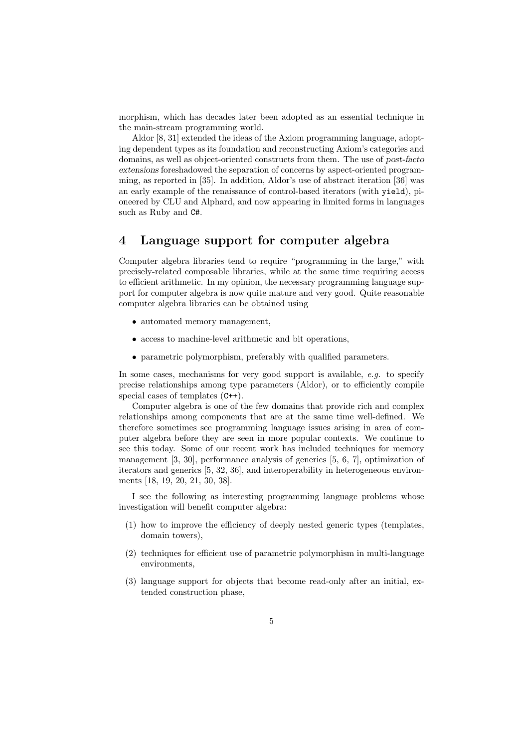morphism, which has decades later been adopted as an essential technique in the main-stream programming world.

Aldor [8, 31] extended the ideas of the Axiom programming language, adopting dependent types as its foundation and reconstructing Axiom's categories and domains, as well as object-oriented constructs from them. The use of *post-facto extensions* foreshadowed the separation of concerns by aspect-oriented programming, as reported in [35]. In addition, Aldor's use of abstract iteration [36] was an early example of the renaissance of control-based iterators (with `yield`), pioneered by CLU and Alphard, and now appearing in limited forms in languages such as Ruby and `C#`.

## 4 Language support for computer algebra

Computer algebra libraries tend to require "programming in the large," with precisely-related composable libraries, while at the same time requiring access to efficient arithmetic. In my opinion, the necessary programming language support for computer algebra is now quite mature and very good. Quite reasonable computer algebra libraries can be obtained using

- automated memory management,
- access to machine-level arithmetic and bit operations,
- parametric polymorphism, preferably with qualified parameters.

In some cases, mechanisms for very good support is available, *e.g.* to specify precise relationships among type parameters (Aldor), or to efficiently compile special cases of templates (`C++`).

Computer algebra is one of the few domains that provide rich and complex relationships among components that are at the same time well-defined. We therefore sometimes see programming language issues arising in area of computer algebra before they are seen in more popular contexts. We continue to see this today. Some of our recent work has included techniques for memory management [3, 30], performance analysis of generics [5, 6, 7], optimization of iterators and generics [5, 32, 36], and interoperability in heterogeneous environments [18, 19, 20, 21, 30, 38].

I see the following as interesting programming language problems whose investigation will benefit computer algebra:

(1) how to improve the efficiency of deeply nested generic types (templates, domain towers),

(2) techniques for efficient use of parametric polymorphism in multi-language environments,

(3) language support for objects that become read-only after an initial, extended construction phase,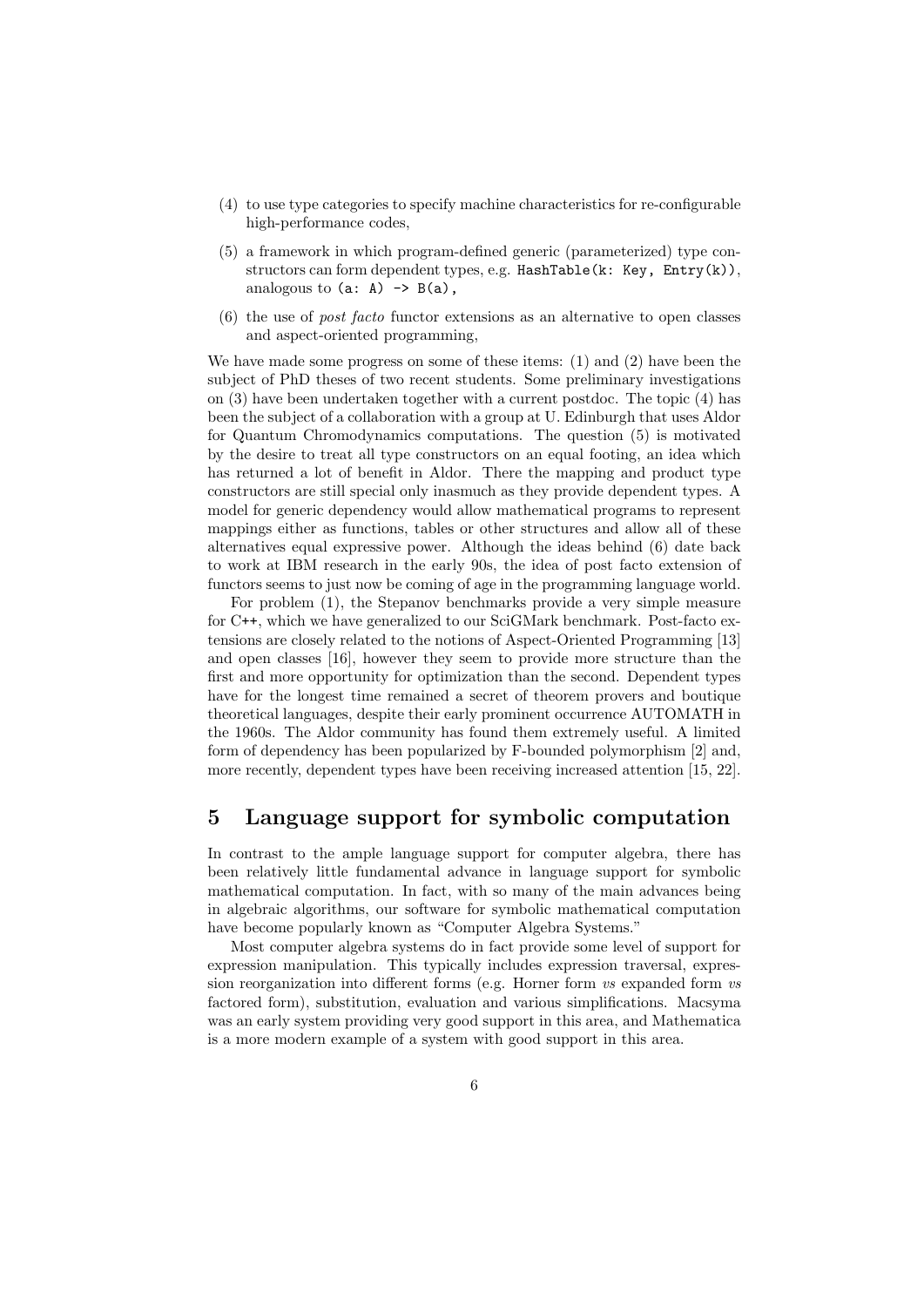(4) to use type categories to specify machine characteristics for re-configurable high-performance codes,

(5) a framework in which program-defined generic (parameterized) type constructors can form dependent types, e.g. `HashTable(k: Key, Entry(k))`, analogous to `(a: A) -> B(a)`,

(6) the use of *post facto* functor extensions as an alternative to open classes and aspect-oriented programming,

We have made some progress on some of these items: (1) and (2) have been the subject of PhD theses of two recent students. Some preliminary investigations on (3) have been undertaken together with a current postdoc. The topic (4) has been the subject of a collaboration with a group at U. Edinburgh that uses Aldor for Quantum Chromodynamics computations. The question (5) is motivated by the desire to treat all type constructors on an equal footing, an idea which has returned a lot of benefit in Aldor. There the mapping and product type constructors are still special only inasmuch as they provide dependent types. A model for generic dependency would allow mathematical programs to represent mappings either as functions, tables or other structures and allow all of these alternatives equal expressive power. Although the ideas behind (6) date back to work at IBM research in the early 90s, the idea of post facto extension of functors seems to just now be coming of age in the programming language world.

For problem (1), the Stepanov benchmarks provide a very simple measure for C++, which we have generalized to our SciGMark benchmark. Post-facto extensions are closely related to the notions of Aspect-Oriented Programming [13] and open classes [16], however they seem to provide more structure than the first and more opportunity for optimization than the second. Dependent types have for the longest time remained a secret of theorem provers and boutique theoretical languages, despite their early prominent occurrence AUTOMATH in the 1960s. The Aldor community has found them extremely useful. A limited form of dependency has been popularized by F-bounded polymorphism [2] and, more recently, dependent types have been receiving increased attention [15, 22].

## 5 Language support for symbolic computation

In contrast to the ample language support for computer algebra, there has been relatively little fundamental advance in language support for symbolic mathematical computation. In fact, with so many of the main advances being in algebraic algorithms, our software for symbolic mathematical computation have become popularly known as "Computer Algebra Systems."

Most computer algebra systems do in fact provide some level of support for expression manipulation. This typically includes expression traversal, expression reorganization into different forms (e.g. Horner form *vs* expanded form *vs* factored form), substitution, evaluation and various simplifications. Macsyma was an early system providing very good support in this area, and Mathematica is a more modern example of a system with good support in this area.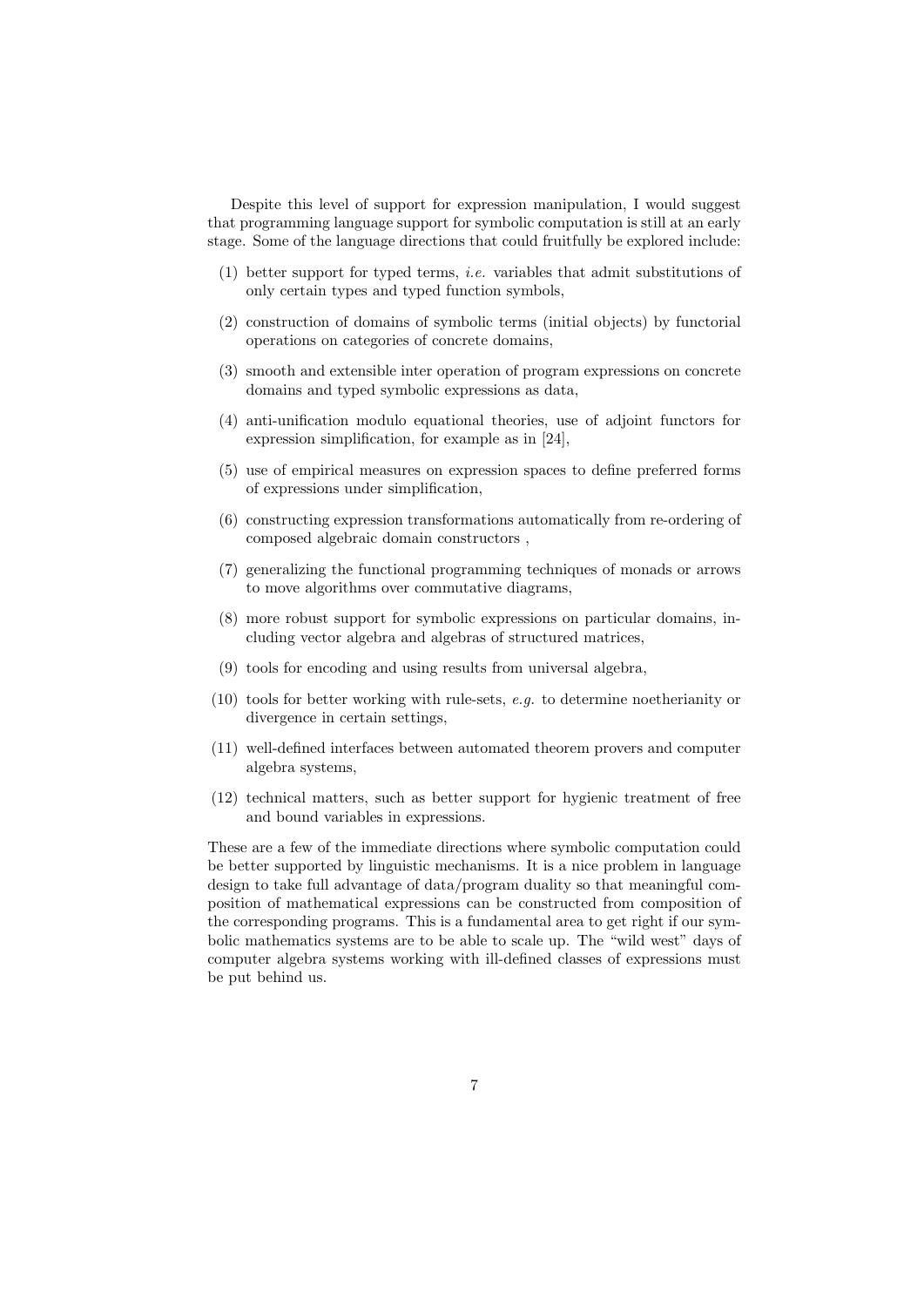Despite this level of support for expression manipulation, I would suggest that programming language support for symbolic computation is still at an early stage. Some of the language directions that could fruitfully be explored include:

(1) better support for typed terms, *i.e.* variables that admit substitutions of only certain types and typed function symbols,

(2) construction of domains of symbolic terms (initial objects) by functorial operations on categories of concrete domains,

(3) smooth and extensible inter operation of program expressions on concrete domains and typed symbolic expressions as data,

(4) anti-unification modulo equational theories, use of adjoint functors for expression simplification, for example as in [24],

(5) use of empirical measures on expression spaces to define preferred forms of expressions under simplification,

(6) constructing expression transformations automatically from re-ordering of composed algebraic domain constructors ,

(7) generalizing the functional programming techniques of monads or arrows to move algorithms over commutative diagrams,

(8) more robust support for symbolic expressions on particular domains, including vector algebra and algebras of structured matrices,

(9) tools for encoding and using results from universal algebra,

(10) tools for better working with rule-sets, *e.g.* to determine noetherianity or divergence in certain settings,

(11) well-defined interfaces between automated theorem provers and computer algebra systems,

(12) technical matters, such as better support for hygienic treatment of free and bound variables in expressions.

These are a few of the immediate directions where symbolic computation could be better supported by linguistic mechanisms. It is a nice problem in language design to take full advantage of data/program duality so that meaningful composition of mathematical expressions can be constructed from composition of the corresponding programs. This is a fundamental area to get right if our symbolic mathematics systems are to be able to scale up. The "wild west" days of computer algebra systems working with ill-defined classes of expressions must be put behind us.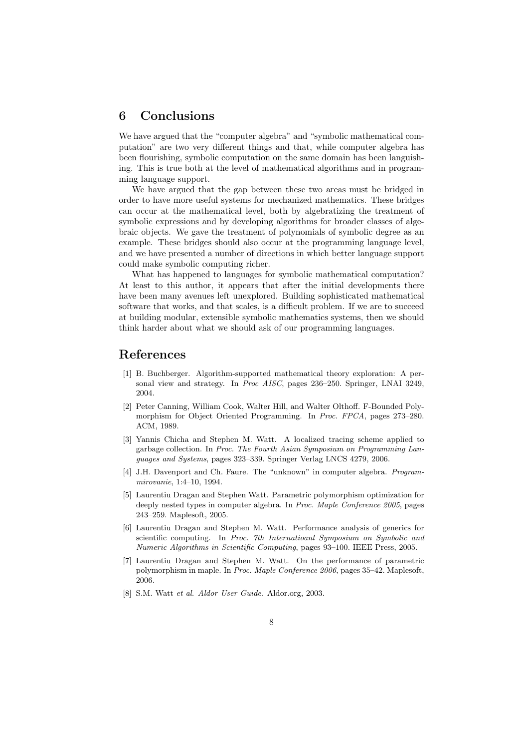## 6 Conclusions

We have argued that the "computer algebra" and "symbolic mathematical computation" are two very different things and that, while computer algebra has been flourishing, symbolic computation on the same domain has been languishing. This is true both at the level of mathematical algorithms and in programming language support.

We have argued that the gap between these two areas must be bridged in order to have more useful systems for mechanized mathematics. These bridges can occur at the mathematical level, both by algebratizing the treatment of symbolic expressions and by developing algorithms for broader classes of algebraic objects. We gave the treatment of polynomials of symbolic degree as an example. These bridges should also occur at the programming language level, and we have presented a number of directions in which better language support could make symbolic computing richer.

What has happened to languages for symbolic mathematical computation? At least to this author, it appears that after the initial developments there have been many avenues left unexplored. Building sophisticated mathematical software that works, and that scales, is a difficult problem. If we are to succeed at building modular, extensible symbolic mathematics systems, then we should think harder about what we should ask of our programming languages.

## References

[1] B. Buchberger. Algorithm-supported mathematical theory exploration: A personal view and strategy. In *Proc AISC*, pages 236–250. Springer, LNAI 3249, 2004.

[2] Peter Canning, William Cook, Walter Hill, and Walter Olthoff. F-Bounded Polymorphism for Object Oriented Programming. In *Proc. FPCA*, pages 273–280. ACM, 1989.

[3] Yannis Chicha and Stephen M. Watt. A localized tracing scheme applied to garbage collection. In *Proc. The Fourth Asian Symposium on Programming Languages and Systems*, pages 323–339. Springer Verlag LNCS 4279, 2006.

[4] J.H. Davenport and Ch. Faure. The "unknown" in computer algebra. *Programmirovanie*, 1:4–10, 1994.

[5] Laurentiu Dragan and Stephen Watt. Parametric polymorphism optimization for deeply nested types in computer algebra. In *Proc. Maple Conference 2005*, pages 243–259. Maplesoft, 2005.

[6] Laurentiu Dragan and Stephen M. Watt. Performance analysis of generics for scientific computing. In *Proc. 7th Internatioanl Symposium on Symbolic and Numeric Algorithms in Scientific Computing*, pages 93–100. IEEE Press, 2005.

[7] Laurentiu Dragan and Stephen M. Watt. On the performance of parametric polymorphism in maple. In *Proc. Maple Conference 2006*, pages 35–42. Maplesoft, 2006.

[8] S.M. Watt *et al*. *Aldor User Guide*. Aldor.org, 2003.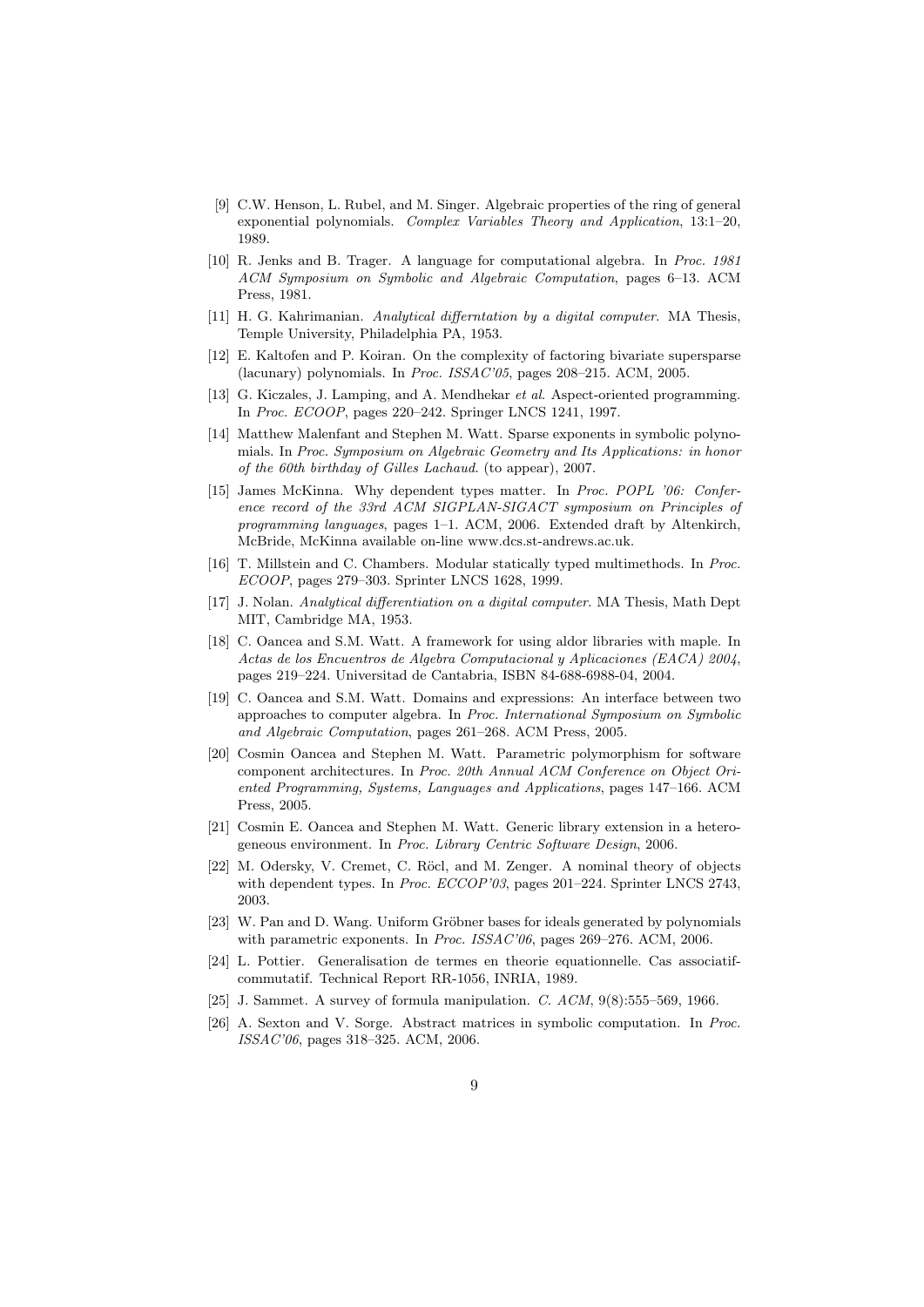[9] C.W. Henson, L. Rubel, and M. Singer. Algebraic properties of the ring of general exponential polynomials. *Complex Variables Theory and Application*, 13:1–20, 1989.

[10] R. Jenks and B. Trager. A language for computational algebra. In *Proc. 1981 ACM Symposium on Symbolic and Algebraic Computation*, pages 6–13. ACM Press, 1981.

[11] H. G. Kahrimanian. *Analytical differntation by a digital computer*. MA Thesis, Temple University, Philadelphia PA, 1953.

[12] E. Kaltofen and P. Koiran. On the complexity of factoring bivariate supersparse (lacunary) polynomials. In *Proc. ISSAC'05*, pages 208–215. ACM, 2005.

[13] G. Kiczales, J. Lamping, and A. Mendhekar *et al*. Aspect-oriented programming. In *Proc. ECOOP*, pages 220–242. Springer LNCS 1241, 1997.

[14] Matthew Malenfant and Stephen M. Watt. Sparse exponents in symbolic polynomials. In *Proc. Symposium on Algebraic Geometry and Its Applications: in honor of the 60th birthday of Gilles Lachaud*. (to appear), 2007.

[15] James McKinna. Why dependent types matter. In *Proc. POPL '06: Conference record of the 33rd ACM SIGPLAN-SIGACT symposium on Principles of programming languages*, pages 1–1. ACM, 2006. Extended draft by Altenkirch, McBride, McKinna available on-line www.dcs.st-andrews.ac.uk.

[16] T. Millstein and C. Chambers. Modular statically typed multimethods. In *Proc. ECOOP*, pages 279–303. Sprinter LNCS 1628, 1999.

[17] J. Nolan. *Analytical differentiation on a digital computer*. MA Thesis, Math Dept MIT, Cambridge MA, 1953.

[18] C. Oancea and S.M. Watt. A framework for using aldor libraries with maple. In *Actas de los Encuentros de Algebra Computacional y Aplicaciones (EACA) 2004*, pages 219–224. Universitad de Cantabria, ISBN 84-688-6988-04, 2004.

[19] C. Oancea and S.M. Watt. Domains and expressions: An interface between two approaches to computer algebra. In *Proc. International Symposium on Symbolic and Algebraic Computation*, pages 261–268. ACM Press, 2005.

[20] Cosmin Oancea and Stephen M. Watt. Parametric polymorphism for software component architectures. In *Proc. 20th Annual ACM Conference on Object Oriented Programming, Systems, Languages and Applications*, pages 147–166. ACM Press, 2005.

[21] Cosmin E. Oancea and Stephen M. Watt. Generic library extension in a heterogeneous environment. In *Proc. Library Centric Software Design*, 2006.

[22] M. Odersky, V. Cremet, C. Röcl, and M. Zenger. A nominal theory of objects with dependent types. In *Proc. ECCOP'03*, pages 201–224. Sprinter LNCS 2743, 2003.

[23] W. Pan and D. Wang. Uniform Gröbner bases for ideals generated by polynomials with parametric exponents. In *Proc. ISSAC'06*, pages 269–276. ACM, 2006.

[24] L. Pottier. Generalisation de termes en theorie equationnelle. Cas associatif-commutatif. Technical Report RR-1056, INRIA, 1989.

[25] J. Sammet. A survey of formula manipulation. *C. ACM*, 9(8):555–569, 1966.

[26] A. Sexton and V. Sorge. Abstract matrices in symbolic computation. In *Proc. ISSAC'06*, pages 318–325. ACM, 2006.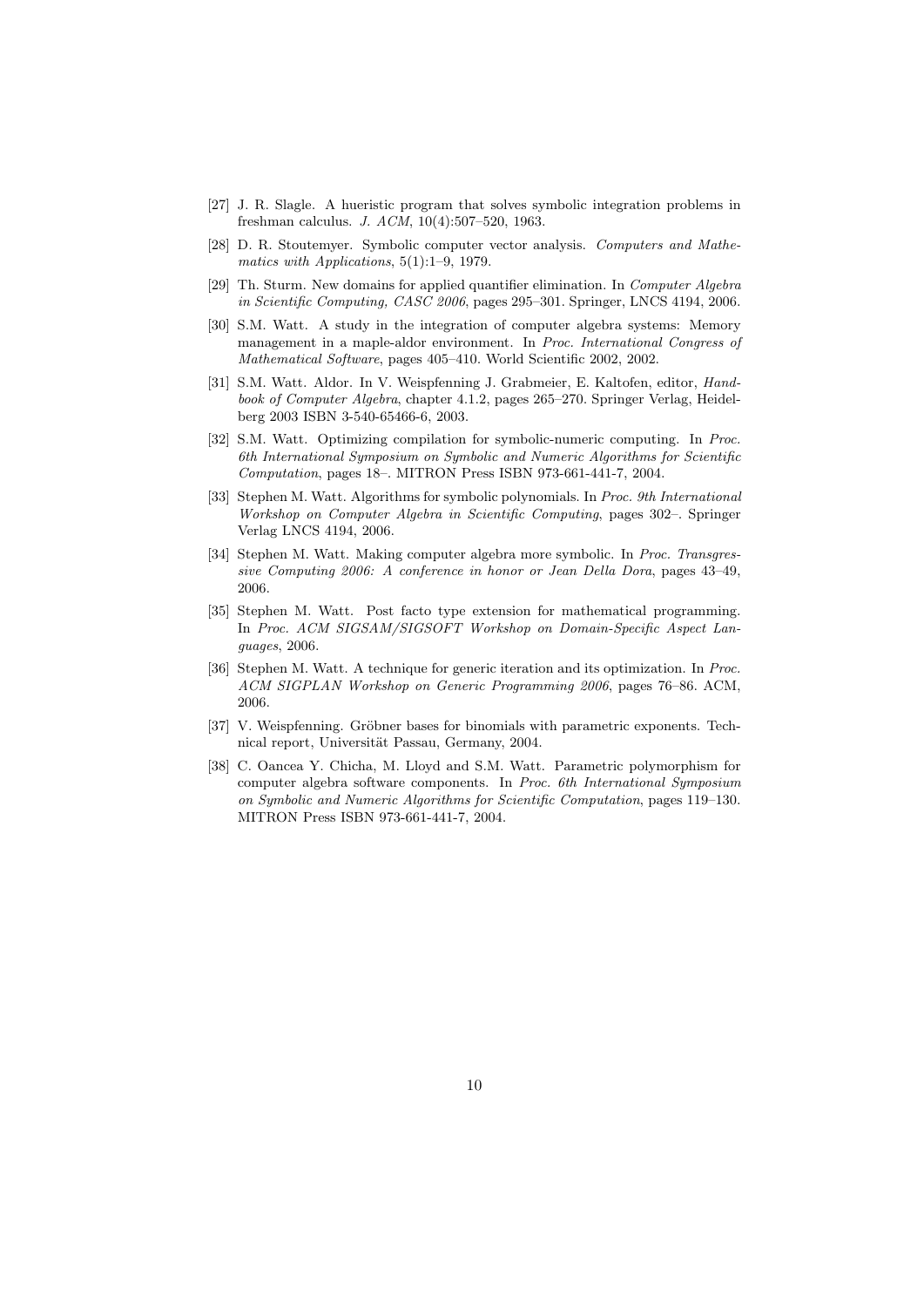[27] J. R. Slagle. A hueristic program that solves symbolic integration problems in freshman calculus. *J. ACM*, 10(4):507–520, 1963.

[28] D. R. Stoutemyer. Symbolic computer vector analysis. *Computers and Mathematics with Applications*, 5(1):1–9, 1979.

[29] Th. Sturm. New domains for applied quantifier elimination. In *Computer Algebra in Scientific Computing, CASC 2006*, pages 295–301. Springer, LNCS 4194, 2006.

[30] S.M. Watt. A study in the integration of computer algebra systems: Memory management in a maple-aldor environment. In *Proc. International Congress of Mathematical Software*, pages 405–410. World Scientific 2002, 2002.

[31] S.M. Watt. Aldor. In V. Weispfenning J. Grabmeier, E. Kaltofen, editor, *Handbook of Computer Algebra*, chapter 4.1.2, pages 265–270. Springer Verlag, Heidelberg 2003 ISBN 3-540-65466-6, 2003.

[32] S.M. Watt. Optimizing compilation for symbolic-numeric computing. In *Proc. 6th International Symposium on Symbolic and Numeric Algorithms for Scientific Computation*, pages 18–. MITRON Press ISBN 973-661-441-7, 2004.

[33] Stephen M. Watt. Algorithms for symbolic polynomials. In *Proc. 9th International Workshop on Computer Algebra in Scientific Computing*, pages 302–. Springer Verlag LNCS 4194, 2006.

[34] Stephen M. Watt. Making computer algebra more symbolic. In *Proc. Transgressive Computing 2006: A conference in honor or Jean Della Dora*, pages 43–49, 2006.

[35] Stephen M. Watt. Post facto type extension for mathematical programming. In *Proc. ACM SIGSAM/SIGSOFT Workshop on Domain-Specific Aspect Languages*, 2006.

[36] Stephen M. Watt. A technique for generic iteration and its optimization. In *Proc. ACM SIGPLAN Workshop on Generic Programming 2006*, pages 76–86. ACM, 2006.

[37] V. Weispfenning. Gröbner bases for binomials with parametric exponents. Technical report, Universität Passau, Germany, 2004.

[38] C. Oancea Y. Chicha, M. Lloyd and S.M. Watt. Parametric polymorphism for computer algebra software components. In *Proc. 6th International Symposium on Symbolic and Numeric Algorithms for Scientific Computation*, pages 119–130. MITRON Press ISBN 973-661-441-7, 2004.